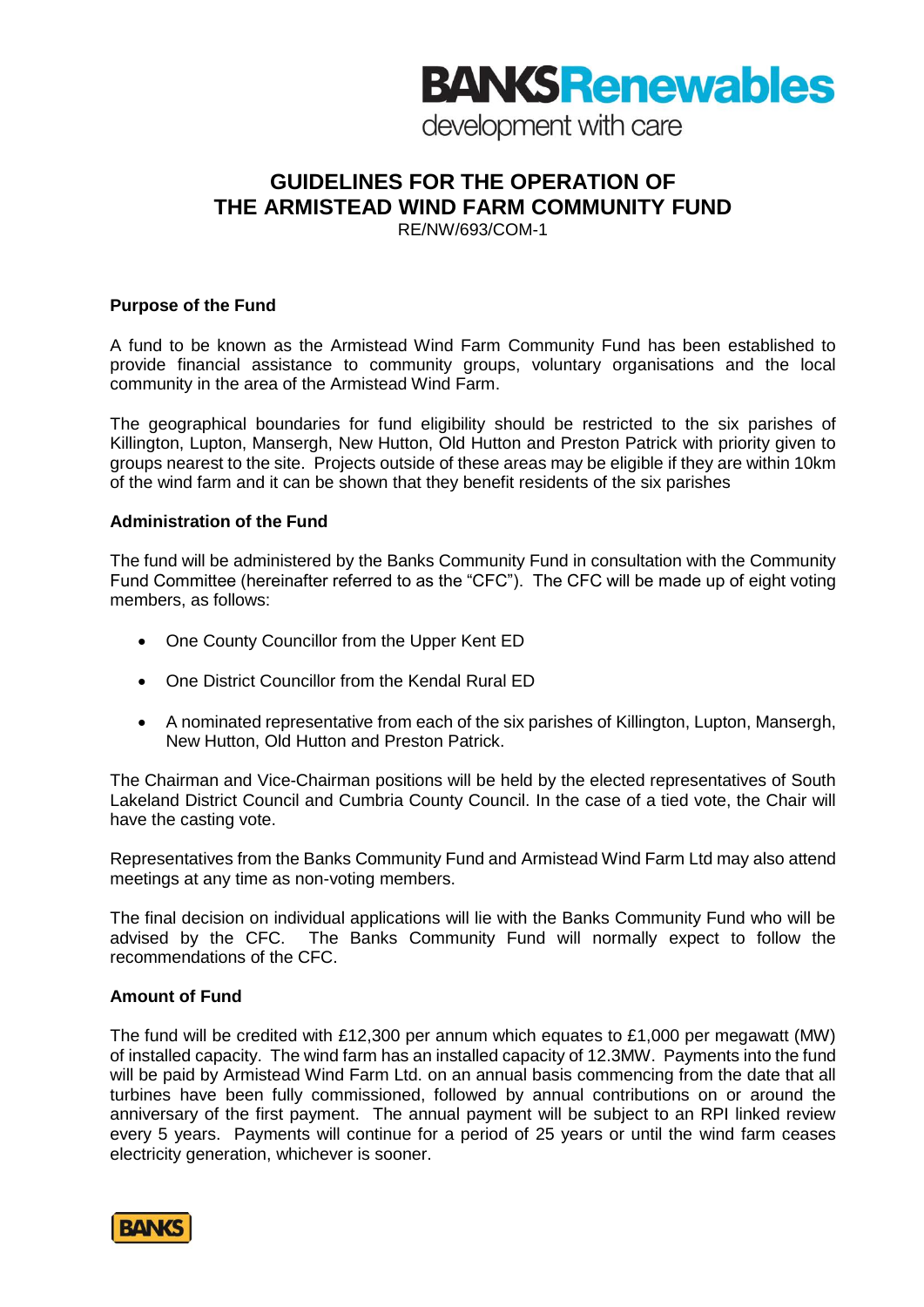# GUIDELINES FOR THE OPERATION OF THE ARMISTEAD WIND FARM COMMUNITY FUND

RE/NW/693/COM-1

### Purpose of the Fund

A fund to be known as the Armistead Wind Farm Community Fund has been established to provide financial assistance to community groups, voluntary organisations and the local community in the area of the Armistead Wind Farm.

The geographical boundaries for fund eligibility should be restricted to the six parishes of Killington, Lupton, Mansergh, New Hutton, Old Hutton and Preston Patrick with priority given to groups nearest to the site. Projects outside of these areas may be eligible if they are within 10km of the wind farm and it can be shown that they benefit residents of the six parishes

### Administration of the Fund

The fund will be administered by the Banks Community Fund in consultation with the Community Fund Committee (hereinafter referred to as the "CFC"). The CFC will be made up of eight voting members, as follows:

- One County Councillor from the Upper Kent ED
- One District Councillor from the Kendal Rural ED
- A nominated representative from each of the six parishes of Killington, Lupton, Mansergh, New Hutton, Old Hutton and Preston Patrick.

The Chairman and Vice-Chairman positions will be held by the elected representatives of South Lakeland District Council and Cumbria County Council. In the case of a tied vote, the Chair will have the casting vote.

Representatives from the Banks Community Fund and Armistead Wind Farm Ltd may also attend meetings at any time as non-voting members.

The final decision on individual applications will lie with the Banks Community Fund who will be advised by the CFC. The Banks Community Fund will normally expect to follow the recommendations of the CFC.

### Amount of Fund

The fund will be credited with £12,300 per annum which equates to £1,000 per megawatt (MW) of installed capacity. The wind farm has an installed capacity of 12.3MW. Payments into the fund will be paid by Armistead Wind Farm Ltd. on an annual basis commencing from the date that all turbines have been fully commissioned, followed by annual contributions on or around the anniversary of the first payment. The annual payment will be subject to an RPI linked review every 5 years. Payments will continue for a period of 25 years or until the wind farm ceases electricity generation, whichever is sooner.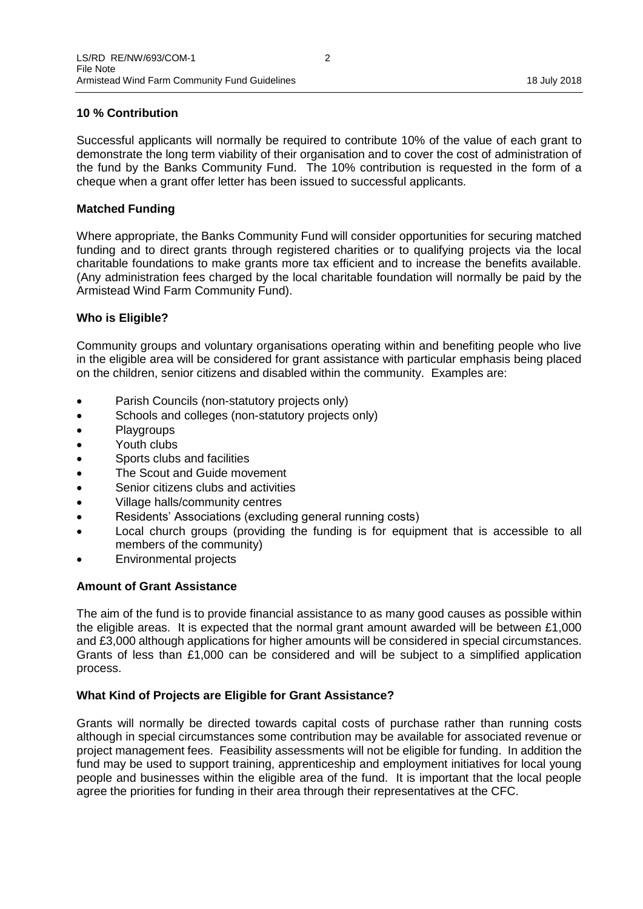**10 % Contribution**

Successful applicants will normally be required to contribute 10% of the value of each grant to demonstrate the long term viability of their organisation and to cover the cost of administration of the fund by the Banks Community Fund. The 10% contribution is requested in the form of a cheque when a grant offer letter has been issued to successful applicants.

**Matched Funding**

Where appropriate, the Banks Community Fund will consider opportunities for securing matched funding and to direct grants through registered charities or to qualifying projects via the local charitable foundations to make grants more tax efficient and to increase the benefits available. (Any administration fees charged by the local charitable foundation will normally be paid by the Armistead Wind Farm Community Fund).

**Who is Eligible?**

Community groups and voluntary organisations operating within and benefiting people who live in the eligible area will be considered for grant assistance with particular emphasis being placed on the children, senior citizens and disabled within the community. Examples are:

- Parish Councils (non-statutory projects only)
- Schools and colleges (non-statutory projects only)
- Playgroups
- Youth clubs
- Sports clubs and facilities
- The Scout and Guide movement
- Senior citizens clubs and activities
- Village halls/community centres
- Residents' Associations (excluding general running costs)
- Local church groups (providing the funding is for equipment that is accessible to all members of the community)
- Environmental projects

**Amount of Grant Assistance**

The aim of the fund is to provide financial assistance to as many good causes as possible within the eligible areas. It is expected that the normal grant amount awarded will be between £1,000 and £3,000 although applications for higher amounts will be considered in special circumstances. Grants of less than £1,000 can be considered and will be subject to a simplified application process.

**What Kind of Projects are Eligible for Grant Assistance?**

Grants will normally be directed towards capital costs of purchase rather than running costs although in special circumstances some contribution may be available for associated revenue or project management fees. Feasibility assessments will not be eligible for funding. In addition the fund may be used to support training, apprenticeship and employment initiatives for local young people and businesses within the eligible area of the fund. It is important that the local people agree the priorities for funding in their area through their representatives at the CFC.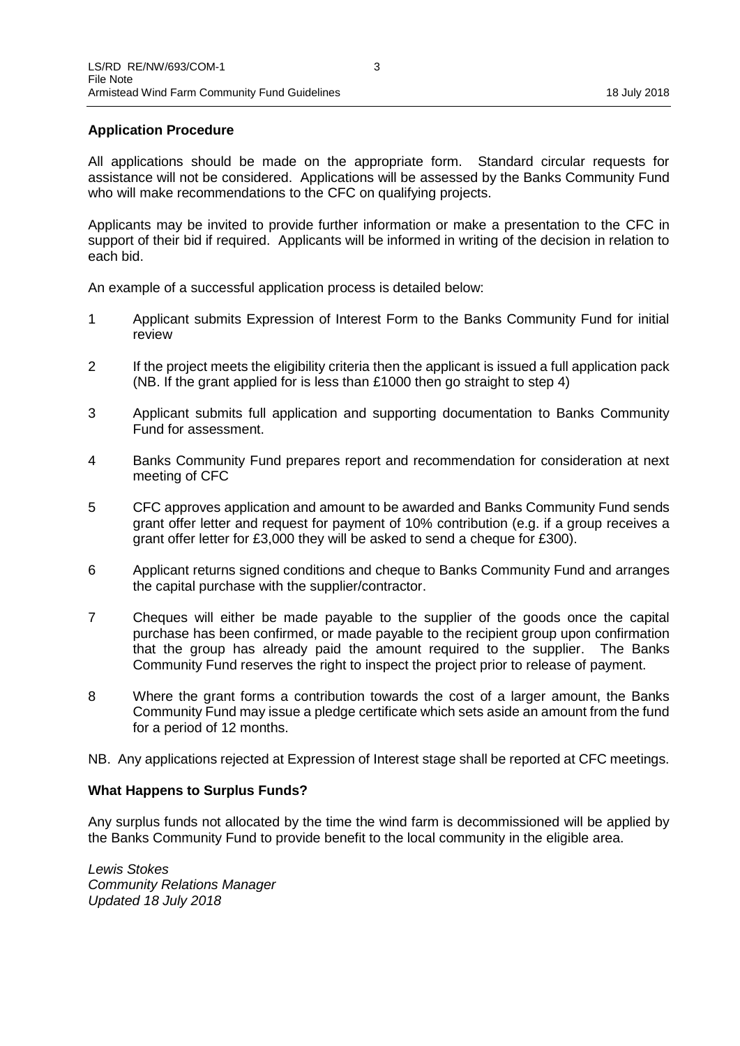**Application Procedure**

All applications should be made on the appropriate form. Standard circular requests for assistance will not be considered. Applications will be assessed by the Banks Community Fund who will make recommendations to the CFC on qualifying projects.

Applicants may be invited to provide further information or make a presentation to the CFC in support of their bid if required. Applicants will be informed in writing of the decision in relation to each bid.

An example of a successful application process is detailed below:

1. Applicant submits Expression of Interest Form to the Banks Community Fund for initial review
2. If the project meets the eligibility criteria then the applicant is issued a full application pack (NB. If the grant applied for is less than £1000 then go straight to step 4)
3. Applicant submits full application and supporting documentation to Banks Community Fund for assessment.
4. Banks Community Fund prepares report and recommendation for consideration at next meeting of CFC
5. CFC approves application and amount to be awarded and Banks Community Fund sends grant offer letter and request for payment of 10% contribution (e.g. if a group receives a grant offer letter for £3,000 they will be asked to send a cheque for £300).
6. Applicant returns signed conditions and cheque to Banks Community Fund and arranges the capital purchase with the supplier/contractor.
7. Cheques will either be made payable to the supplier of the goods once the capital purchase has been confirmed, or made payable to the recipient group upon confirmation that the group has already paid the amount required to the supplier. The Banks Community Fund reserves the right to inspect the project prior to release of payment.
8. Where the grant forms a contribution towards the cost of a larger amount, the Banks Community Fund may issue a pledge certificate which sets aside an amount from the fund for a period of 12 months.

NB. Any applications rejected at Expression of Interest stage shall be reported at CFC meetings.

**What Happens to Surplus Funds?**

Any surplus funds not allocated by the time the wind farm is decommissioned will be applied by the Banks Community Fund to provide benefit to the local community in the eligible area.

*Lewis Stokes*
*Community Relations Manager*
*Updated 18 July 2018*